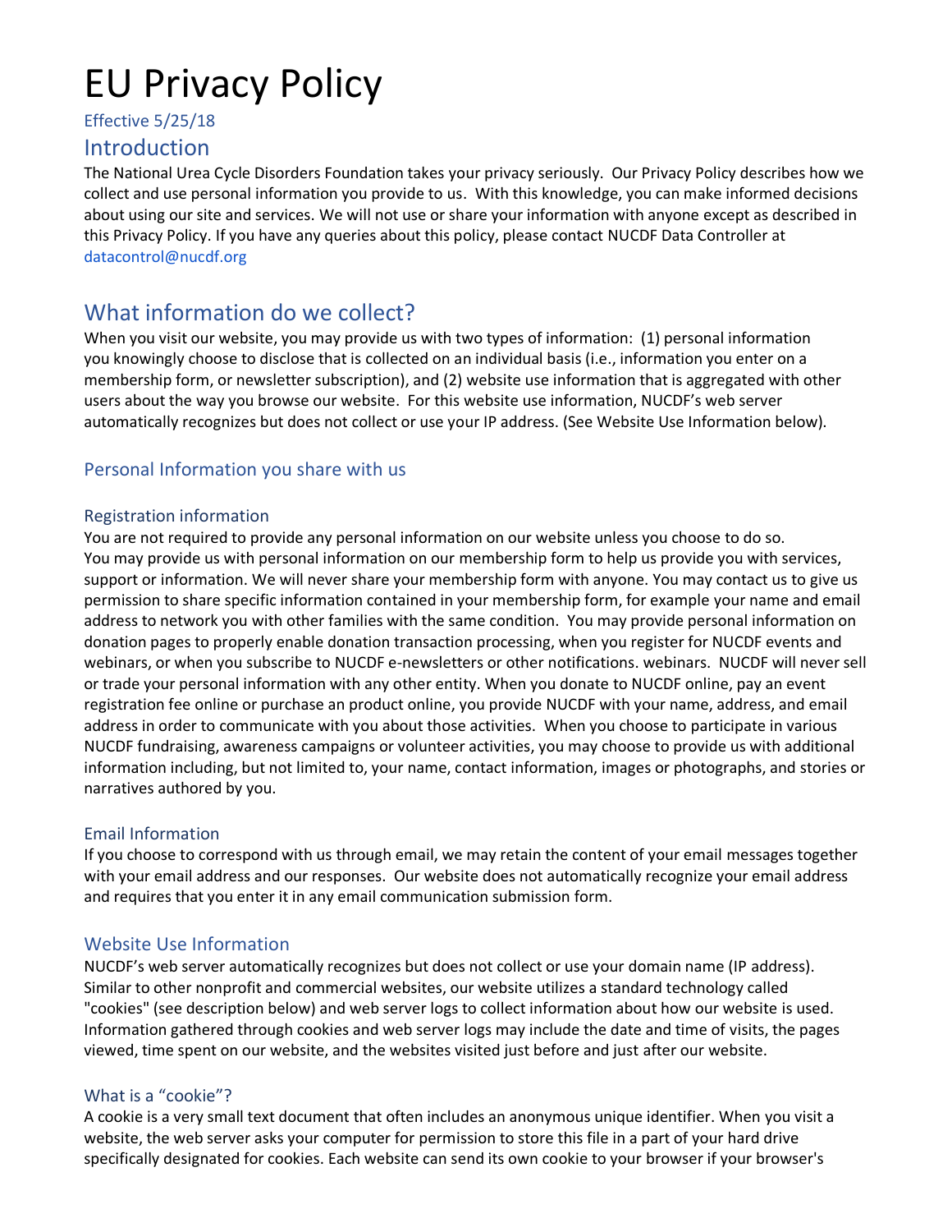# EU Privacy Policy

Effective 5/25/18

## Introduction

The National Urea Cycle Disorders Foundation takes your privacy seriously. Our Privacy Policy describes how we collect and use personal information you provide to us. With this knowledge, you can make informed decisions about using our site and services. We will not use or share your information with anyone except as described in this Privacy Policy. If you have any queries about this policy, please contact NUCDF Data Controller at datacontrol@nucdf.org

## What information do we collect?

When you visit our website, you may provide us with two types of information: (1) personal information you knowingly choose to disclose that is collected on an individual basis (i.e., information you enter on a membership form, or newsletter subscription), and (2) website use information that is aggregated with other users about the way you browse our website. For this website use information, NUCDF's web server automatically recognizes but does not collect or use your IP address. (See Website Use Information below).

### Personal Information you share with us

#### Registration information

You are not required to provide any personal information on our website unless you choose to do so. You may provide us with personal information on our membership form to help us provide you with services, support or information. We will never share your membership form with anyone. You may contact us to give us permission to share specific information contained in your membership form, for example your name and email address to network you with other families with the same condition. You may provide personal information on donation pages to properly enable donation transaction processing, when you register for NUCDF events and webinars, or when you subscribe to NUCDF e-newsletters or other notifications. webinars. NUCDF will never sell or trade your personal information with any other entity. When you donate to NUCDF online, pay an event registration fee online or purchase an product online, you provide NUCDF with your name, address, and email address in order to communicate with you about those activities. When you choose to participate in various NUCDF fundraising, awareness campaigns or volunteer activities, you may choose to provide us with additional information including, but not limited to, your name, contact information, images or photographs, and stories or narratives authored by you.

#### Email Information

If you choose to correspond with us through email, we may retain the content of your email messages together with your email address and our responses. Our website does not automatically recognize your email address and requires that you enter it in any email communication submission form.

### Website Use Information

NUCDF's web server automatically recognizes but does not collect or use your domain name (IP address). Similar to other nonprofit and commercial websites, our website utilizes a standard technology called "cookies" (see description below) and web server logs to collect information about how our website is used. Information gathered through cookies and web server logs may include the date and time of visits, the pages viewed, time spent on our website, and the websites visited just before and just after our website.

#### What is a "cookie"?

A cookie is a very small text document that often includes an anonymous unique identifier. When you visit a website, the web server asks your computer for permission to store this file in a part of your hard drive specifically designated for cookies. Each website can send its own cookie to your browser if your browser's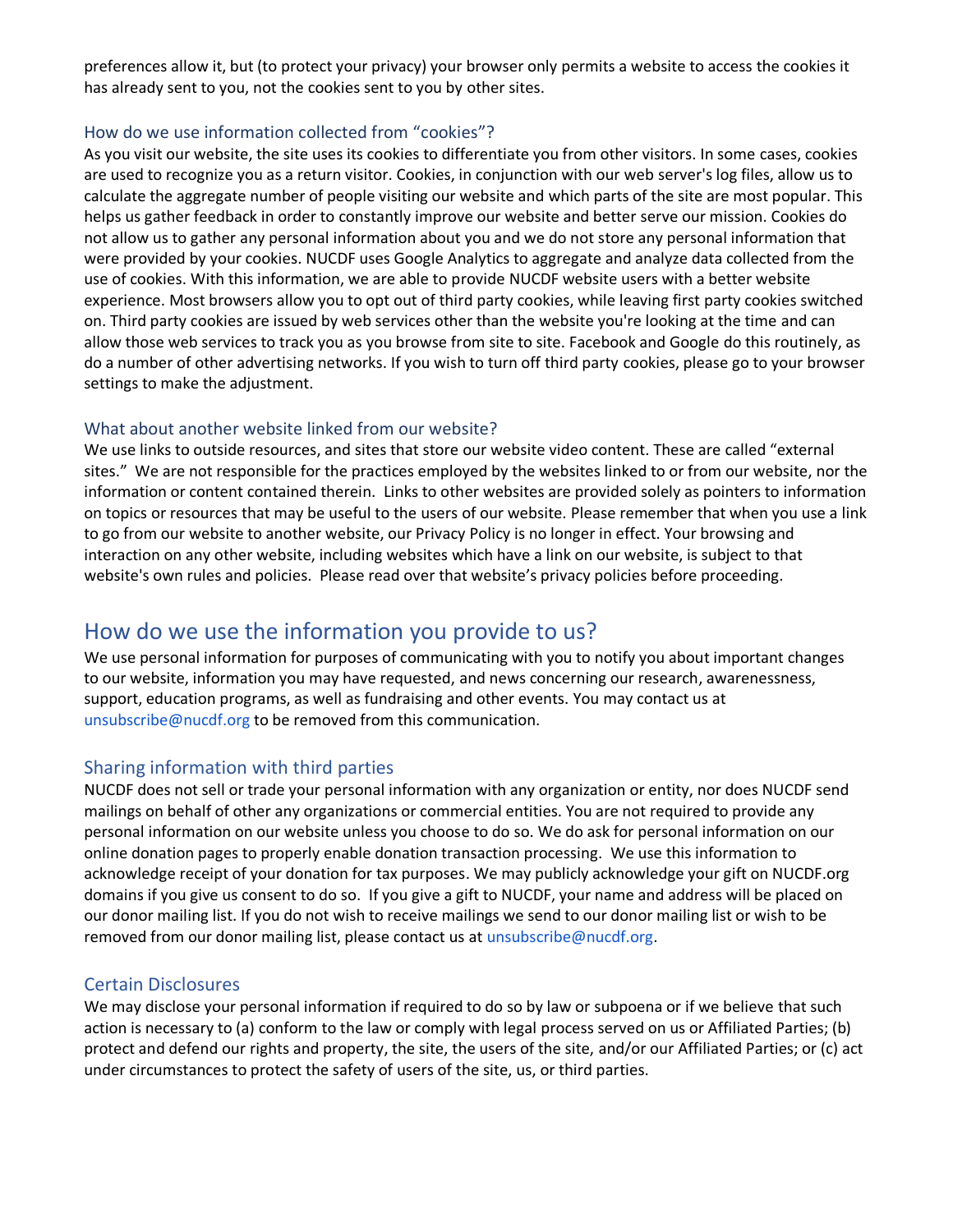preferences allow it, but (to protect your privacy) your browser only permits a website to access the cookies it has already sent to you, not the cookies sent to you by other sites.

### How do we use information collected from "cookies"?

As you visit our website, the site uses its cookies to differentiate you from other visitors. In some cases, cookies are used to recognize you as a return visitor. Cookies, in conjunction with our web server's log files, allow us to calculate the aggregate number of people visiting our website and which parts of the site are most popular. This helps us gather feedback in order to constantly improve our website and better serve our mission. Cookies do not allow us to gather any personal information about you and we do not store any personal information that were provided by your cookies. NUCDF uses Google Analytics to aggregate and analyze data collected from the use of cookies. With this information, we are able to provide NUCDF website users with a better website experience. Most browsers allow you to opt out of third party cookies, while leaving first party cookies switched on. Third party cookies are issued by web services other than the website you're looking at the time and can allow those web services to track you as you browse from site to site. Facebook and Google do this routinely, as do a number of other advertising networks. If you wish to turn off third party cookies, please go to your browser settings to make the adjustment.

### What about another website linked from our website?

We use links to outside resources, and sites that store our website video content. These are called "external sites." We are not responsible for the practices employed by the websites linked to or from our website, nor the information or content contained therein. Links to other websites are provided solely as pointers to information on topics or resources that may be useful to the users of our website. Please remember that when you use a link to go from our website to another website, our Privacy Policy is no longer in effect. Your browsing and interaction on any other website, including websites which have a link on our website, is subject to that website's own rules and policies. Please read over that website's privacy policies before proceeding.

## How do we use the information you provide to us?

We use personal information for purposes of communicating with you to notify you about important changes to our website, information you may have requested, and news concerning our research, awarenessness, support, education programs, as well as fundraising and other events. You may contact us at unsubscribe@nucdf.org to be removed from this communication.

### Sharing information with third parties

NUCDF does not sell or trade your personal information with any organization or entity, nor does NUCDF send mailings on behalf of other any organizations or commercial entities. You are not required to provide any personal information on our website unless you choose to do so. We do ask for personal information on our online donation pages to properly enable donation transaction processing. We use this information to acknowledge receipt of your donation for tax purposes. We may publicly acknowledge your gift on NUCDF.org domains if you give us consent to do so. If you give a gift to NUCDF, your name and address will be placed on our donor mailing list. If you do not wish to receive mailings we send to our donor mailing list or wish to be removed from our donor mailing list, please contact us at unsubscribe@nucdf.org.

### Certain Disclosures

We may disclose your personal information if required to do so by law or subpoena or if we believe that such action is necessary to (a) conform to the law or comply with legal process served on us or Affiliated Parties; (b) protect and defend our rights and property, the site, the users of the site, and/or our Affiliated Parties; or (c) act under circumstances to protect the safety of users of the site, us, or third parties.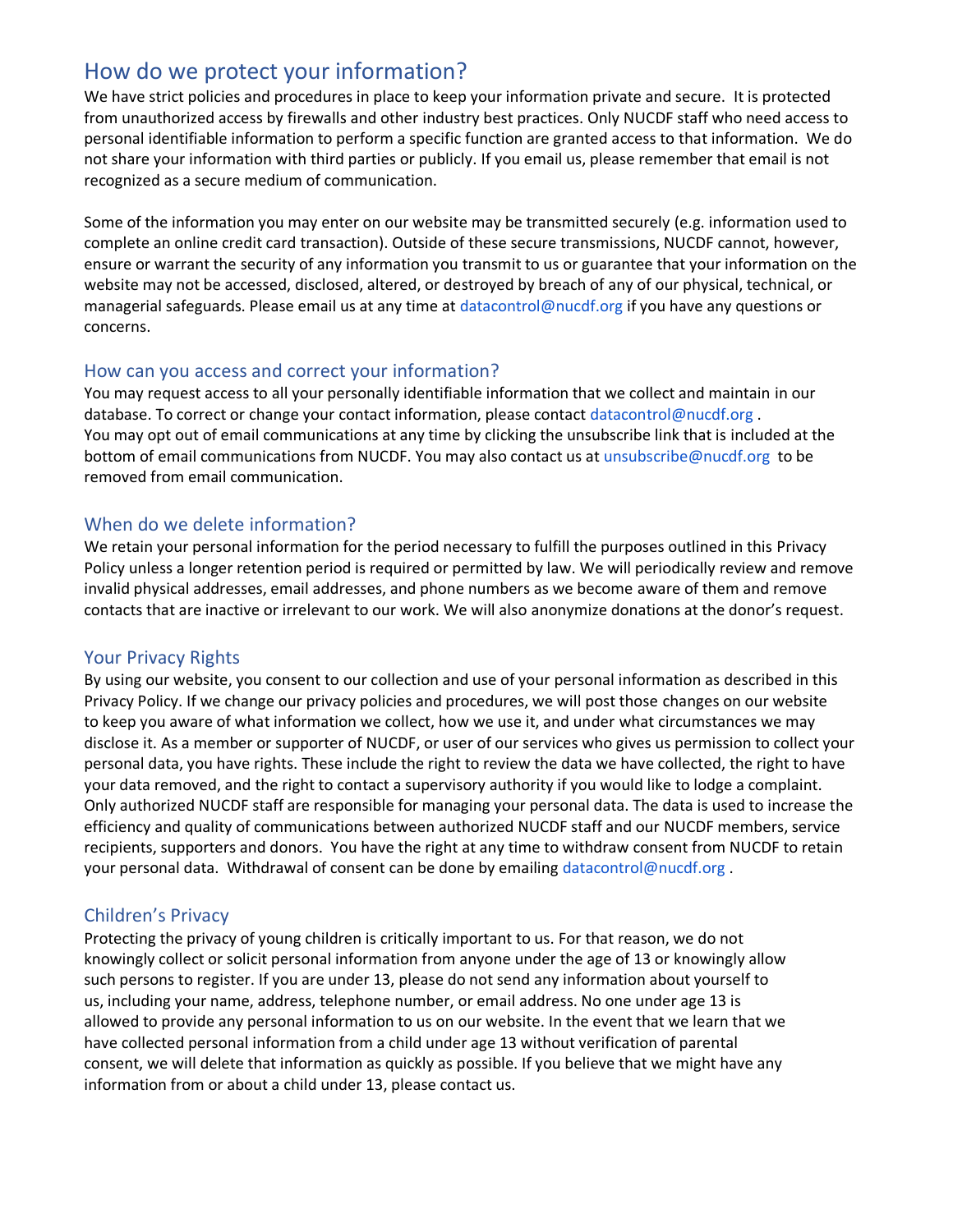## How do we protect your information?

We have strict policies and procedures in place to keep your information private and secure. It is protected from unauthorized access by firewalls and other industry best practices. Only NUCDF staff who need access to personal identifiable information to perform a specific function are granted access to that information. We do not share your information with third parties or publicly. If you email us, please remember that email is not recognized as a secure medium of communication.

Some of the information you may enter on our website may be transmitted securely (e.g. information used to complete an online credit card transaction). Outside of these secure transmissions, NUCDF cannot, however, ensure or warrant the security of any information you transmit to us or guarantee that your information on the website may not be accessed, disclosed, altered, or destroyed by breach of any of our physical, technical, or managerial safeguards. Please email us at any time at datacontrol@nucdf.org if you have any questions or concerns.

### How can you access and correct your information?

You may request access to all your personally identifiable information that we collect and maintain in our database. To correct or change your contact information, please contact datacontrol@nucdf.org .
You may opt out of email communications at any time by clicking the unsubscribe link that is included at the bottom of email communications from NUCDF. You may also contact us at unsubscribe@nucdf.org to be removed from email communication.

### When do we delete information?

We retain your personal information for the period necessary to fulfill the purposes outlined in this Privacy Policy unless a longer retention period is required or permitted by law. We will periodically review and remove invalid physical addresses, email addresses, and phone numbers as we become aware of them and remove contacts that are inactive or irrelevant to our work. We will also anonymize donations at the donor's request.

### Your Privacy Rights

By using our website, you consent to our collection and use of your personal information as described in this Privacy Policy. If we change our privacy policies and procedures, we will post those changes on our website to keep you aware of what information we collect, how we use it, and under what circumstances we may disclose it. As a member or supporter of NUCDF, or user of our services who gives us permission to collect your personal data, you have rights. These include the right to review the data we have collected, the right to have your data removed, and the right to contact a supervisory authority if you would like to lodge a complaint. Only authorized NUCDF staff are responsible for managing your personal data. The data is used to increase the efficiency and quality of communications between authorized NUCDF staff and our NUCDF members, service recipients, supporters and donors. You have the right at any time to withdraw consent from NUCDF to retain your personal data. Withdrawal of consent can be done by emailing datacontrol@nucdf.org .

### Children's Privacy

Protecting the privacy of young children is critically important to us. For that reason, we do not knowingly collect or solicit personal information from anyone under the age of 13 or knowingly allow such persons to register. If you are under 13, please do not send any information about yourself to us, including your name, address, telephone number, or email address. No one under age 13 is allowed to provide any personal information to us on our website. In the event that we learn that we have collected personal information from a child under age 13 without verification of parental consent, we will delete that information as quickly as possible. If you believe that we might have any information from or about a child under 13, please contact us.